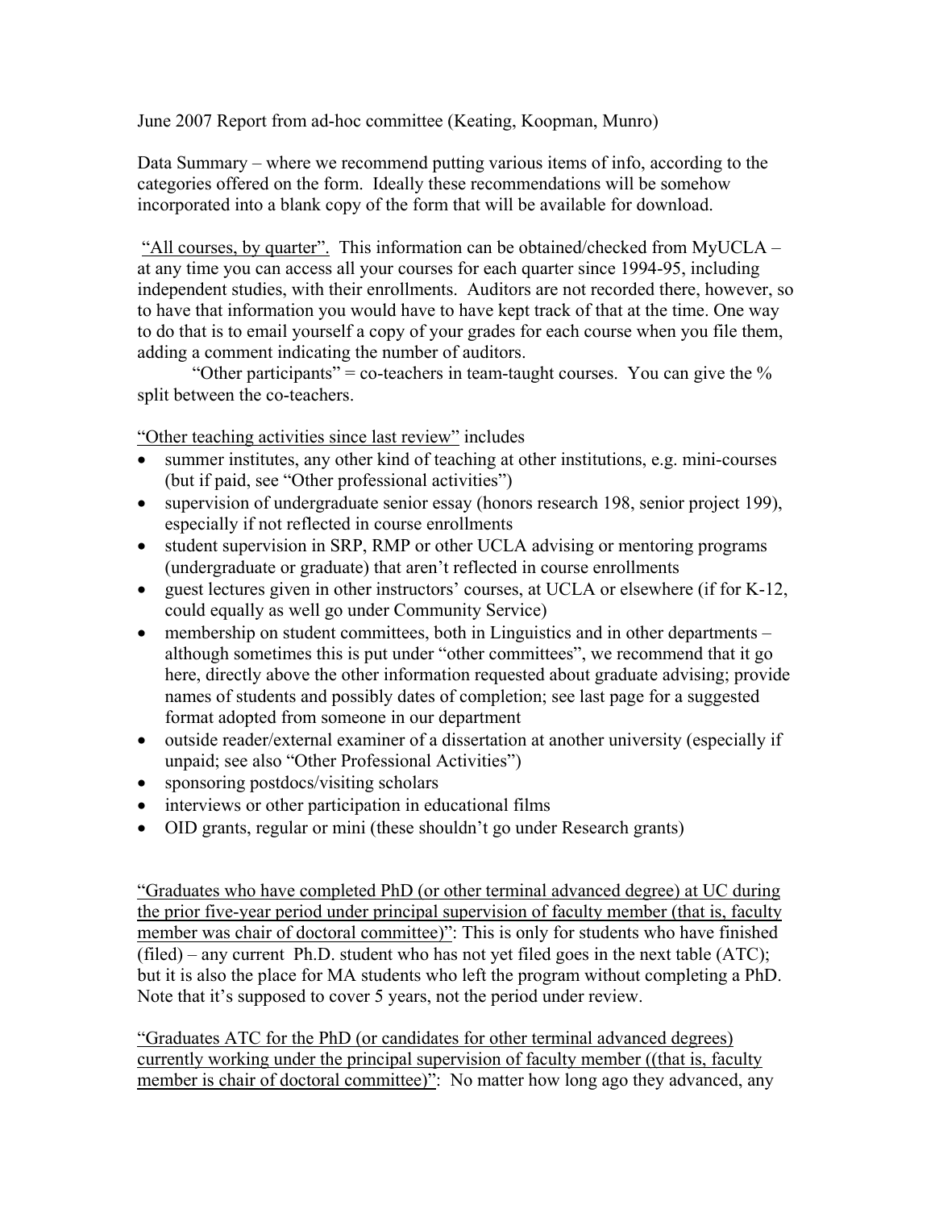June 2007 Report from ad-hoc committee (Keating, Koopman, Munro)

Data Summary – where we recommend putting various items of info, according to the categories offered on the form. Ideally these recommendations will be somehow incorporated into a blank copy of the form that will be available for download.

<u>"All courses, by quarter".</u> This information can be obtained/checked from MyUCLA – at any time you can access all your courses for each quarter since 1994-95, including independent studies, with their enrollments. Auditors are not recorded there, however, so to have that information you would have to have kept track of that at the time. One way to do that is to email yourself a copy of your grades for each course when you file them, adding a comment indicating the number of auditors.

"Other participants" = co-teachers in team-taught courses. You can give the % split between the co-teachers.

<u>"Other teaching activities since last review"</u> includes

- summer institutes, any other kind of teaching at other institutions, e.g. mini-courses (but if paid, see "Other professional activities")
- supervision of undergraduate senior essay (honors research 198, senior project 199), especially if not reflected in course enrollments
- student supervision in SRP, RMP or other UCLA advising or mentoring programs (undergraduate or graduate) that aren't reflected in course enrollments
- guest lectures given in other instructors' courses, at UCLA or elsewhere (if for K-12, could equally as well go under Community Service)
- membership on student committees, both in Linguistics and in other departments – although sometimes this is put under "other committees", we recommend that it go here, directly above the other information requested about graduate advising; provide names of students and possibly dates of completion; see last page for a suggested format adopted from someone in our department
- outside reader/external examiner of a dissertation at another university (especially if unpaid; see also "Other Professional Activities")
- sponsoring postdocs/visiting scholars
- interviews or other participation in educational films
- OID grants, regular or mini (these shouldn't go under Research grants)

<u>"Graduates who have completed PhD (or other terminal advanced degree) at UC during the prior five-year period under principal supervision of faculty member (that is, faculty member was chair of doctoral committee)"</u>: This is only for students who have finished (filed) – any current Ph.D. student who has not yet filed goes in the next table (ATC); but it is also the place for MA students who left the program without completing a PhD. Note that it's supposed to cover 5 years, not the period under review.

<u>"Graduates ATC for the PhD (or candidates for other terminal advanced degrees) currently working under the principal supervision of faculty member ((that is, faculty member is chair of doctoral committee)"</u>: No matter how long ago they advanced, any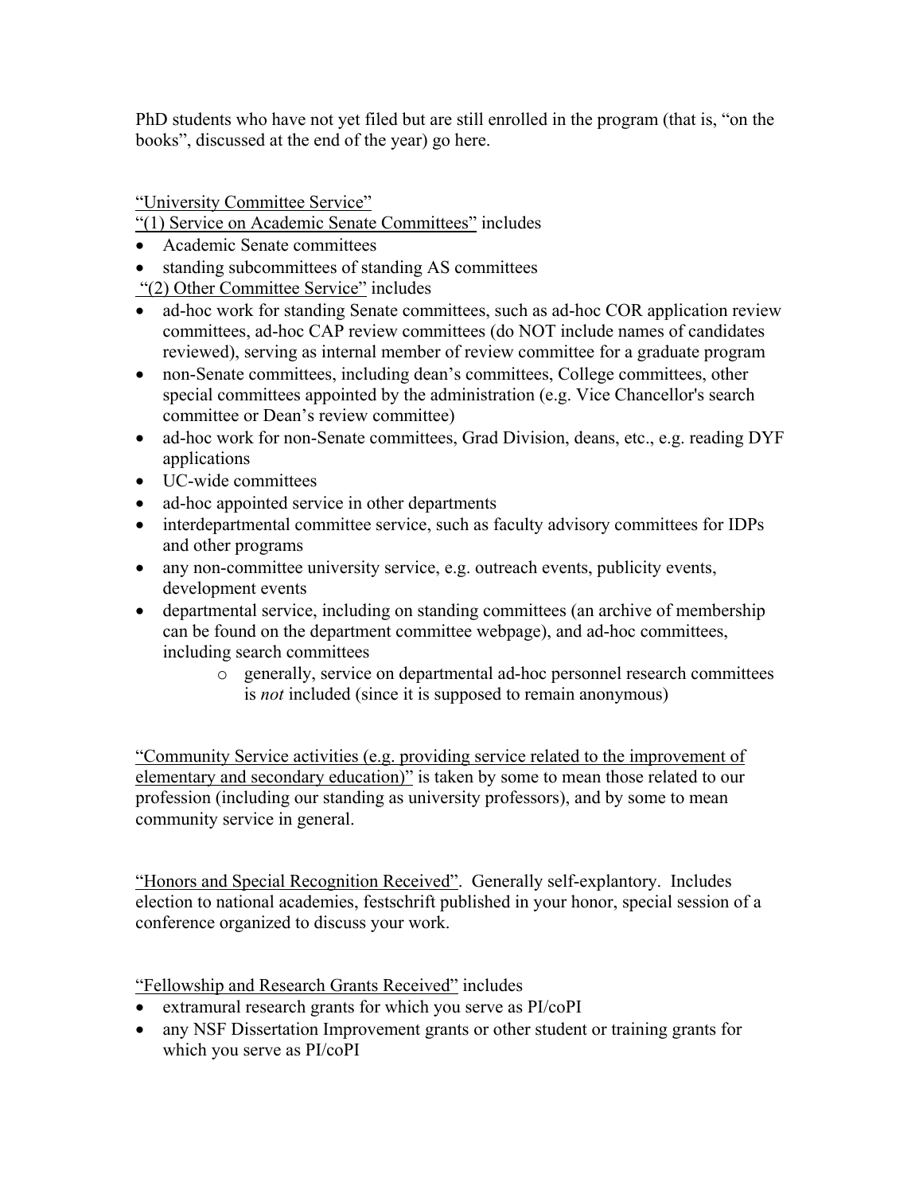PhD students who have not yet filed but are still enrolled in the program (that is, "on the books", discussed at the end of the year) go here.

<u>"University Committee Service"</u>

<u>"(1) Service on Academic Senate Committees"</u> includes

- Academic Senate committees
- standing subcommittees of standing AS committees

<u>"(2) Other Committee Service"</u> includes

- ad-hoc work for standing Senate committees, such as ad-hoc COR application review committees, ad-hoc CAP review committees (do NOT include names of candidates reviewed), serving as internal member of review committee for a graduate program
- non-Senate committees, including dean's committees, College committees, other special committees appointed by the administration (e.g. Vice Chancellor's search committee or Dean's review committee)
- ad-hoc work for non-Senate committees, Grad Division, deans, etc., e.g. reading DYF applications
- UC-wide committees
- ad-hoc appointed service in other departments
- interdepartmental committee service, such as faculty advisory committees for IDPs and other programs
- any non-committee university service, e.g. outreach events, publicity events, development events
- departmental service, including on standing committees (an archive of membership can be found on the department committee webpage), and ad-hoc committees, including search committees
    - generally, service on departmental ad-hoc personnel research committees is *not* included (since it is supposed to remain anonymous)

<u>"Community Service activities (e.g. providing service related to the improvement of elementary and secondary education)"</u> is taken by some to mean those related to our profession (including our standing as university professors), and by some to mean community service in general.

<u>"Honors and Special Recognition Received"</u>. Generally self-explantory. Includes election to national academies, festschrift published in your honor, special session of a conference organized to discuss your work.

<u>"Fellowship and Research Grants Received"</u> includes

- extramural research grants for which you serve as PI/coPI
- any NSF Dissertation Improvement grants or other student or training grants for which you serve as PI/coPI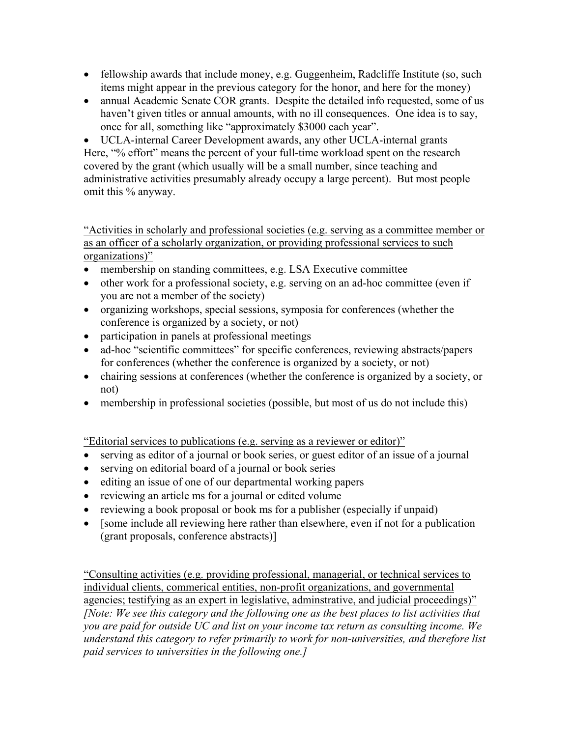- fellowship awards that include money, e.g. Guggenheim, Radcliffe Institute (so, such items might appear in the previous category for the honor, and here for the money)
- annual Academic Senate COR grants. Despite the detailed info requested, some of us haven't given titles or annual amounts, with no ill consequences. One idea is to say, once for all, something like "approximately $3000 each year".
- UCLA-internal Career Development awards, any other UCLA-internal grants

Here, "% effort" means the percent of your full-time workload spent on the research covered by the grant (which usually will be a small number, since teaching and administrative activities presumably already occupy a large percent). But most people omit this % anyway.

<u>"Activities in scholarly and professional societies (e.g. serving as a committee member or as an officer of a scholarly organization, or providing professional services to such organizations)"</u>

- membership on standing committees, e.g. LSA Executive committee
- other work for a professional society, e.g. serving on an ad-hoc committee (even if you are not a member of the society)
- organizing workshops, special sessions, symposia for conferences (whether the conference is organized by a society, or not)
- participation in panels at professional meetings
- ad-hoc "scientific committees" for specific conferences, reviewing abstracts/papers for conferences (whether the conference is organized by a society, or not)
- chairing sessions at conferences (whether the conference is organized by a society, or not)
- membership in professional societies (possible, but most of us do not include this)

<u>"Editorial services to publications (e.g. serving as a reviewer or editor)"</u>

- serving as editor of a journal or book series, or guest editor of an issue of a journal
- serving on editorial board of a journal or book series
- editing an issue of one of our departmental working papers
- reviewing an article ms for a journal or edited volume
- reviewing a book proposal or book ms for a publisher (especially if unpaid)
- [some include all reviewing here rather than elsewhere, even if not for a publication (grant proposals, conference abstracts)]

<u>"Consulting activities (e.g. providing professional, managerial, or technical services to individual clients, commerical entities, non-profit organizations, and governmental agencies; testifying as an expert in legislative, adminstrative, and judicial proceedings)"</u>
*[Note: We see this category and the following one as the best places to list activities that you are paid for outside UC and list on your income tax return as consulting income. We understand this category to refer primarily to work for non-universities, and therefore list paid services to universities in the following one.]*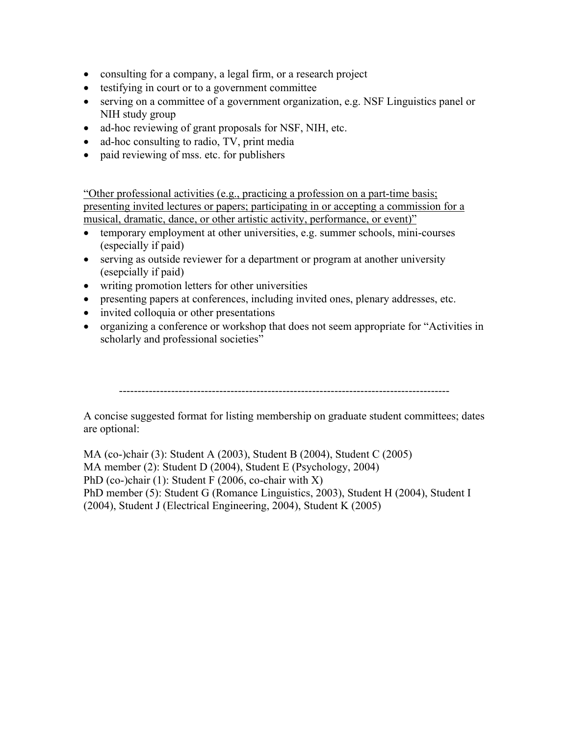- consulting for a company, a legal firm, or a research project
- testifying in court or to a government committee
- serving on a committee of a government organization, e.g. NSF Linguistics panel or NIH study group
- ad-hoc reviewing of grant proposals for NSF, NIH, etc.
- ad-hoc consulting to radio, TV, print media
- paid reviewing of mss. etc. for publishers

<u>“Other professional activities (e.g., practicing a profession on a part-time basis; presenting invited lectures or papers; participating in or accepting a commission for a musical, dramatic, dance, or other artistic activity, performance, or event)”</u>

- temporary employment at other universities, e.g. summer schools, mini-courses (especially if paid)
- serving as outside reviewer for a department or program at another university (esepcially if paid)
- writing promotion letters for other universities
- presenting papers at conferences, including invited ones, plenary addresses, etc.
- invited colloquia or other presentations
- organizing a conference or workshop that does not seem appropriate for “Activities in scholarly and professional societies”

------------------------------------------------------------------------------------------

A concise suggested format for listing membership on graduate student committees; dates are optional:

MA (co-)chair (3): Student A (2003), Student B (2004), Student C (2005)
MA member (2): Student D (2004), Student E (Psychology, 2004)
PhD (co-)chair (1): Student F (2006, co-chair with X)
PhD member (5): Student G (Romance Linguistics, 2003), Student H (2004), Student I (2004), Student J (Electrical Engineering, 2004), Student K (2005)